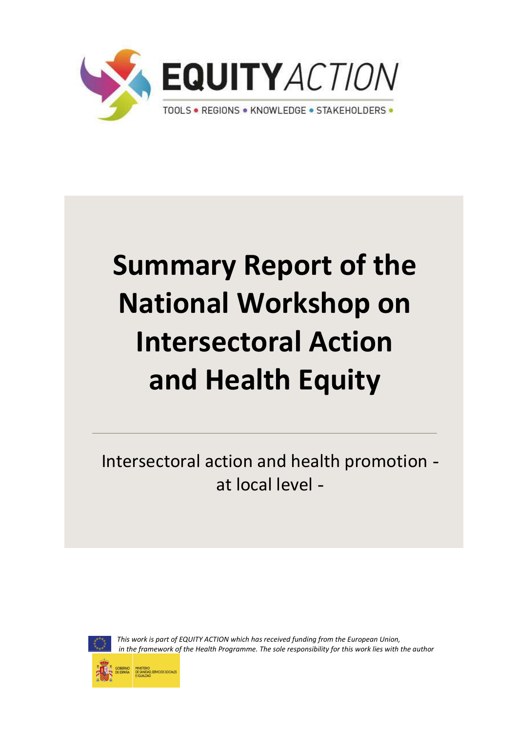EQUITYACTION

TOOLS • REGIONS • KNOWLEDGE • STAKEHOLDERS •

# Summary Report of the National Workshop on Intersectoral Action and Health Equity

Intersectoral action and health promotion - at local level -

*This work is part of EQUITY ACTION which has received funding from the European Union, in the framework of the Health Programme. The sole responsibility for this work lies with the author*

GOBIERNO DE ESPAÑA MINISTERIO DE SANIDAD, SERVICIOS SOCIALES E IGUALDAD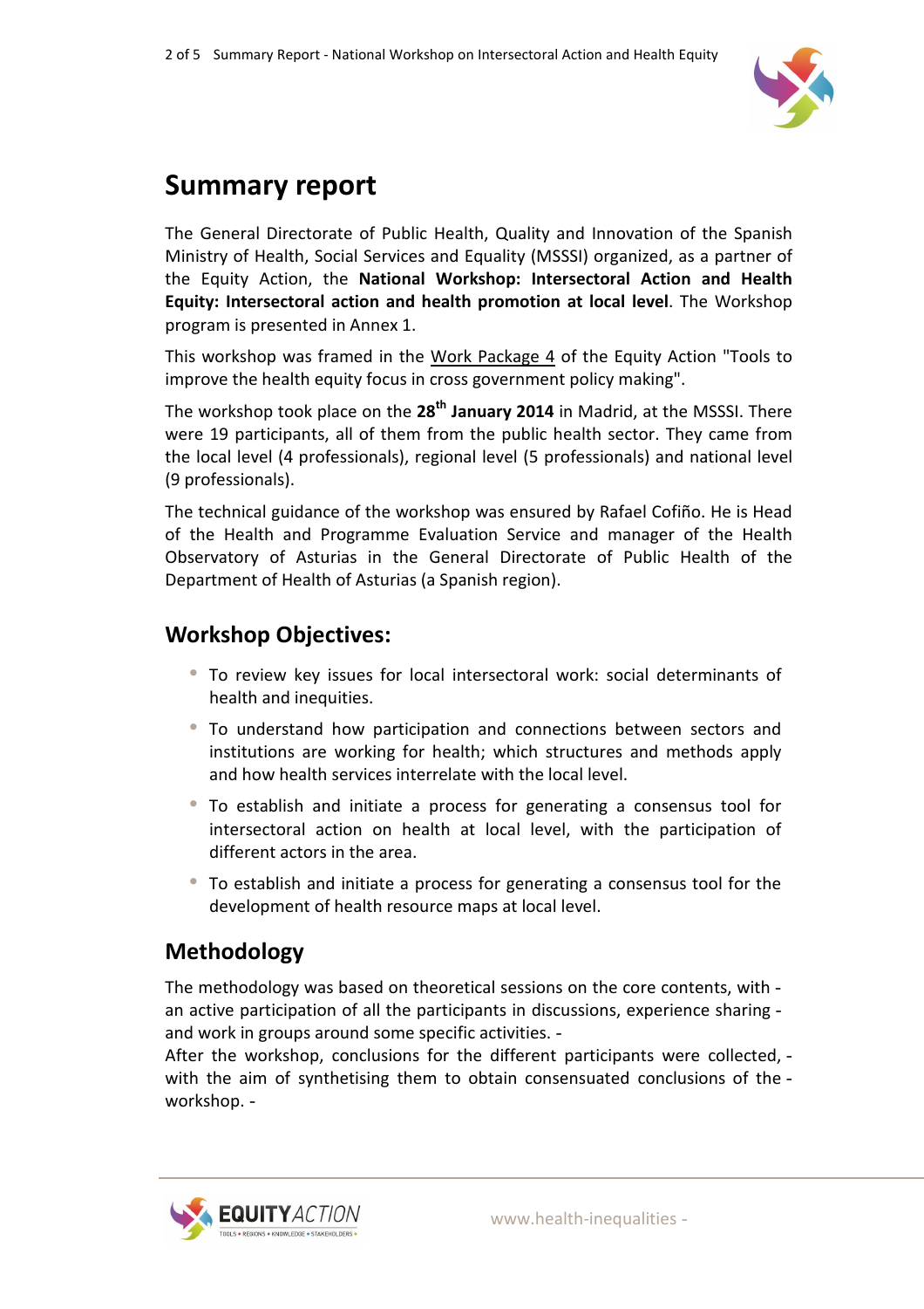# Summary report

The General Directorate of Public Health, Quality and Innovation of the Spanish Ministry of Health, Social Services and Equality (MSSSI) organized, as a partner of the Equity Action, the **National Workshop: Intersectoral Action and Health Equity: Intersectoral action and health promotion at local level**. The Workshop program is presented in Annex 1.

This workshop was framed in the Work Package 4 of the Equity Action "Tools to improve the health equity focus in cross government policy making".

The workshop took place on the **28th January 2014** in Madrid, at the MSSSI. There were 19 participants, all of them from the public health sector. They came from the local level (4 professionals), regional level (5 professionals) and national level (9 professionals).

The technical guidance of the workshop was ensured by Rafael Cofiño. He is Head of the Health and Programme Evaluation Service and manager of the Health Observatory of Asturias in the General Directorate of Public Health of the Department of Health of Asturias (a Spanish region).

## Workshop Objectives:

- To review key issues for local intersectoral work: social determinants of health and inequities.
- To understand how participation and connections between sectors and institutions are working for health; which structures and methods apply and how health services interrelate with the local level.
- To establish and initiate a process for generating a consensus tool for intersectoral action on health at local level, with the participation of different actors in the area.
- To establish and initiate a process for generating a consensus tool for the development of health resource maps at local level.

## Methodology

The methodology was based on theoretical sessions on the core contents, with an active participation of all the participants in discussions, experience sharing and work in groups around some specific activities.

After the workshop, conclusions for the different participants were collected, with the aim of synthetising them to obtain consensuated conclusions of the workshop.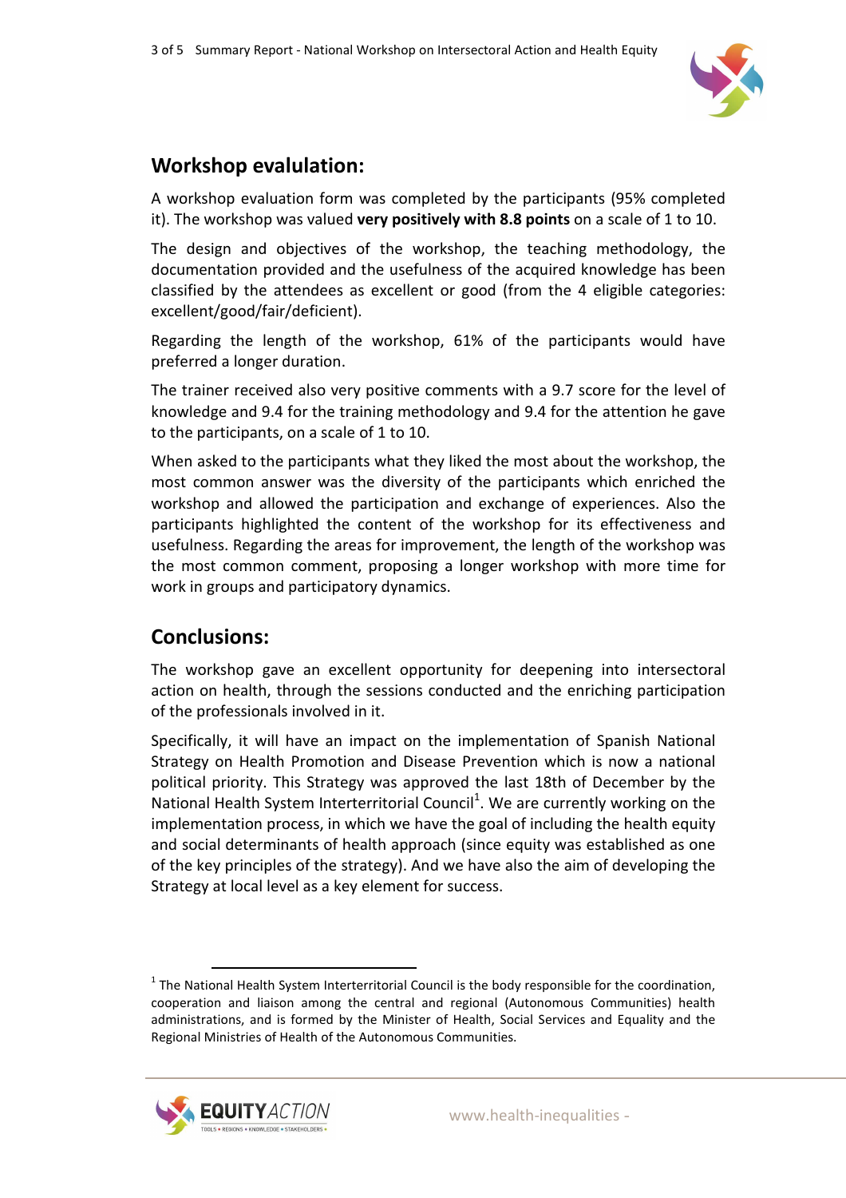## Workshop evaluation:

A workshop evaluation form was completed by the participants (95% completed it). The workshop was valued **very positively with 8.8 points** on a scale of 1 to 10.

The design and objectives of the workshop, the teaching methodology, the documentation provided and the usefulness of the acquired knowledge has been classified by the attendees as excellent or good (from the 4 eligible categories: excellent/good/fair/deficient).

Regarding the length of the workshop, 61% of the participants would have preferred a longer duration.

The trainer received also very positive comments with a 9.7 score for the level of knowledge and 9.4 for the training methodology and 9.4 for the attention he gave to the participants, on a scale of 1 to 10.

When asked to the participants what they liked the most about the workshop, the most common answer was the diversity of the participants which enriched the workshop and allowed the participation and exchange of experiences. Also the participants highlighted the content of the workshop for its effectiveness and usefulness. Regarding the areas for improvement, the length of the workshop was the most common comment, proposing a longer workshop with more time for work in groups and participatory dynamics.

## Conclusions:

The workshop gave an excellent opportunity for deepening into intersectoral action on health, through the sessions conducted and the enriching participation of the professionals involved in it.

Specifically, it will have an impact on the implementation of Spanish National Strategy on Health Promotion and Disease Prevention which is now a national political priority. This Strategy was approved the last 18th of December by the National Health System Interterritorial Council[1]. We are currently working on the implementation process, in which we have the goal of including the health equity and social determinants of health approach (since equity was established as one of the key principles of the strategy). And we have also the aim of developing the Strategy at local level as a key element for success.

[1] The National Health System Interterritorial Council is the body responsible for the coordination, cooperation and liaison among the central and regional (Autonomous Communities) health administrations, and is formed by the Minister of Health, Social Services and Equality and the Regional Ministries of Health of the Autonomous Communities.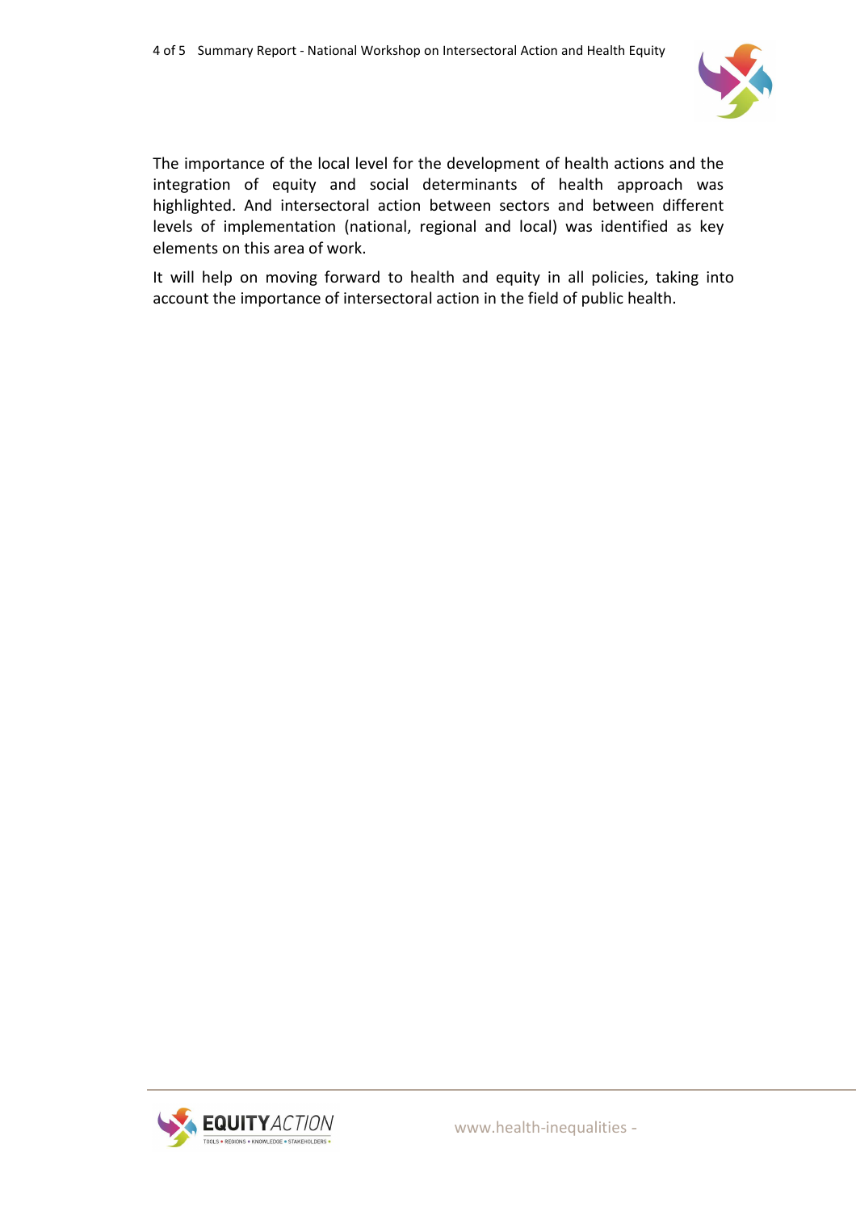The importance of the local level for the development of health actions and the integration of equity and social determinants of health approach was highlighted. And intersectoral action between sectors and between different levels of implementation (national, regional and local) was identified as key elements on this area of work.

It will help on moving forward to health and equity in all policies, taking into account the importance of intersectoral action in the field of public health.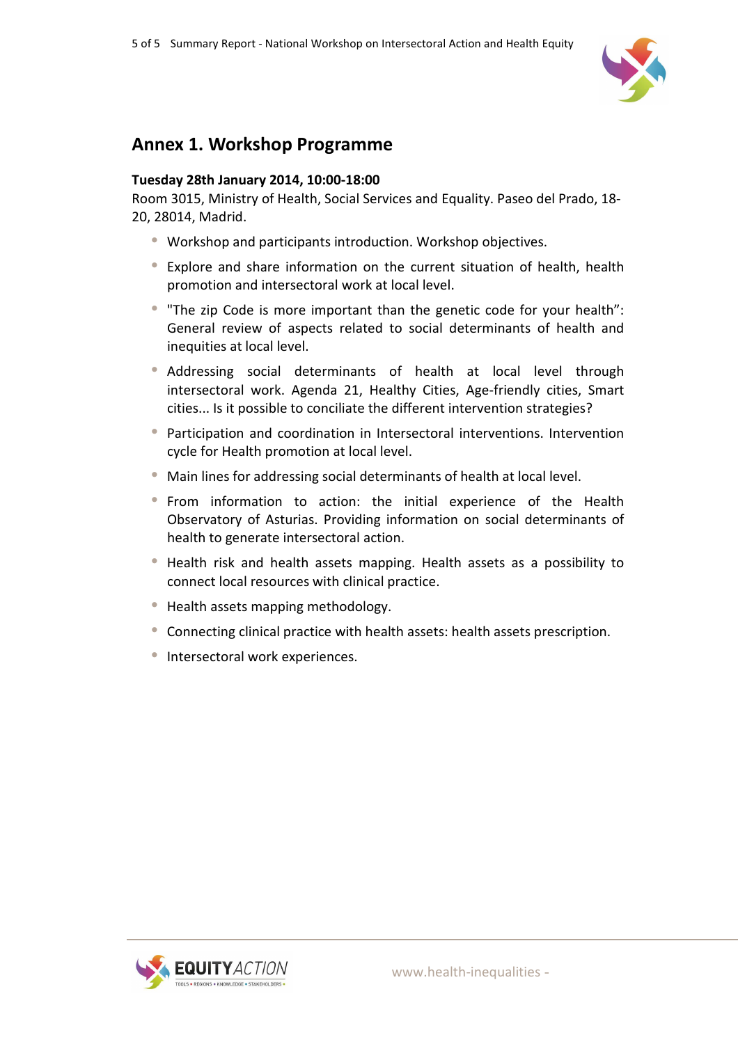## Annex 1. Workshop Programme

**Tuesday 28th January 2014, 10:00-18:00**
Room 3015, Ministry of Health, Social Services and Equality. Paseo del Prado, 18-20, 28014, Madrid.

- Workshop and participants introduction. Workshop objectives.
- Explore and share information on the current situation of health, health promotion and intersectoral work at local level.
- "The zip Code is more important than the genetic code for your health": General review of aspects related to social determinants of health and inequities at local level.
- Addressing social determinants of health at local level through intersectoral work. Agenda 21, Healthy Cities, Age-friendly cities, Smart cities... Is it possible to conciliate the different intervention strategies?
- Participation and coordination in Intersectoral interventions. Intervention cycle for Health promotion at local level.
- Main lines for addressing social determinants of health at local level.
- From information to action: the initial experience of the Health Observatory of Asturias. Providing information on social determinants of health to generate intersectoral action.
- Health risk and health assets mapping. Health assets as a possibility to connect local resources with clinical practice.
- Health assets mapping methodology.
- Connecting clinical practice with health assets: health assets prescription.
- Intersectoral work experiences.